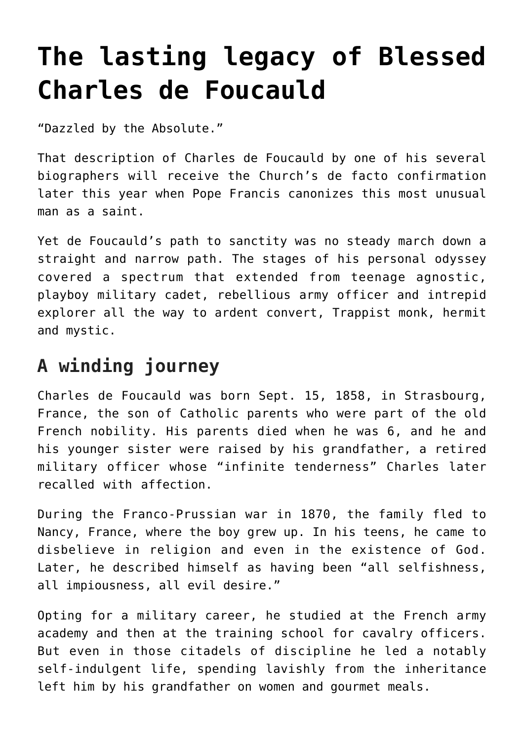# The lasting legacy of Blessed Charles de Foucauld

“Dazzled by the Absolute.”

That description of Charles de Foucauld by one of his several biographers will receive the Church’s de facto confirmation later this year when Pope Francis canonizes this most unusual man as a saint.

Yet de Foucauld’s path to sanctity was no steady march down a straight and narrow path. The stages of his personal odyssey covered a spectrum that extended from teenage agnostic, playboy military cadet, rebellious army officer and intrepid explorer all the way to ardent convert, Trappist monk, hermit and mystic.

## A winding journey

Charles de Foucauld was born Sept. 15, 1858, in Strasbourg, France, the son of Catholic parents who were part of the old French nobility. His parents died when he was 6, and he and his younger sister were raised by his grandfather, a retired military officer whose “infinite tenderness” Charles later recalled with affection.

During the Franco-Prussian war in 1870, the family fled to Nancy, France, where the boy grew up. In his teens, he came to disbelieve in religion and even in the existence of God. Later, he described himself as having been “all selfishness, all impiousness, all evil desire.”

Opting for a military career, he studied at the French army academy and then at the training school for cavalry officers. But even in those citadels of discipline he led a notably self-indulgent life, spending lavishly from the inheritance left him by his grandfather on women and gourmet meals.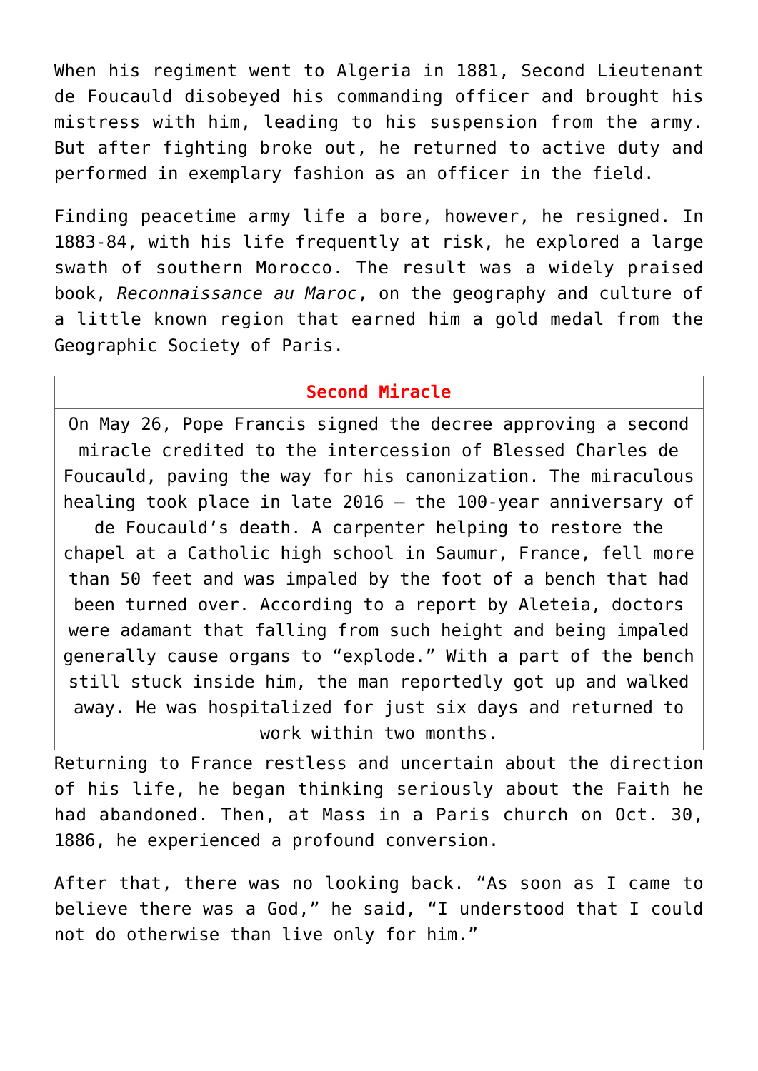When his regiment went to Algeria in 1881, Second Lieutenant de Foucauld disobeyed his commanding officer and brought his mistress with him, leading to his suspension from the army. But after fighting broke out, he returned to active duty and performed in exemplary fashion as an officer in the field.

Finding peacetime army life a bore, however, he resigned. In 1883-84, with his life frequently at risk, he explored a large swath of southern Morocco. The result was a widely praised book, *Reconnaissance au Maroc*, on the geography and culture of a little known region that earned him a gold medal from the Geographic Society of Paris.

| **Second Miracle** |
| --- |
| On May 26, Pope Francis signed the decree approving a second miracle credited to the intercession of Blessed Charles de Foucauld, paving the way for his canonization. The miraculous healing took place in late 2016 – the 100-year anniversary of de Foucauld's death. A carpenter helping to restore the chapel at a Catholic high school in Saumur, France, fell more than 50 feet and was impaled by the foot of a bench that had been turned over. According to a report by Aleteia, doctors were adamant that falling from such height and being impaled generally cause organs to "explode." With a part of the bench still stuck inside him, the man reportedly got up and walked away. He was hospitalized for just six days and returned to work within two months. |

Returning to France restless and uncertain about the direction of his life, he began thinking seriously about the Faith he had abandoned. Then, at Mass in a Paris church on Oct. 30, 1886, he experienced a profound conversion.

After that, there was no looking back. "As soon as I came to believe there was a God," he said, "I understood that I could not do otherwise than live only for him."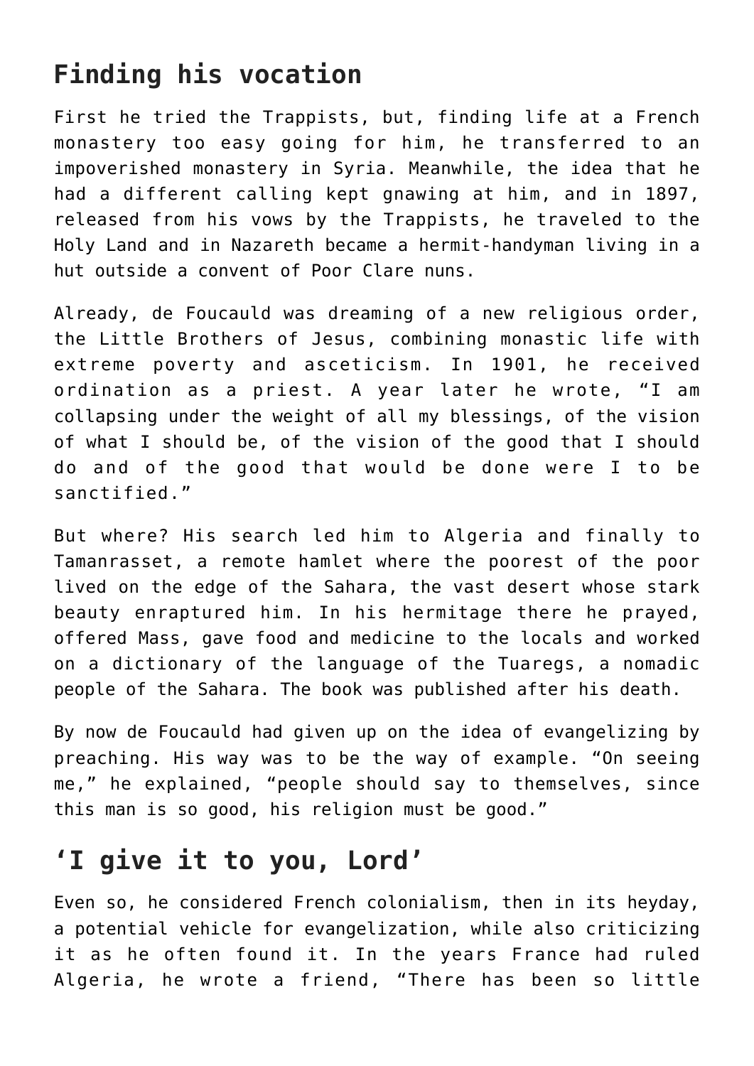## Finding his vocation

First he tried the Trappists, but, finding life at a French monastery too easy going for him, he transferred to an impoverished monastery in Syria. Meanwhile, the idea that he had a different calling kept gnawing at him, and in 1897, released from his vows by the Trappists, he traveled to the Holy Land and in Nazareth became a hermit-handyman living in a hut outside a convent of Poor Clare nuns.

Already, de Foucauld was dreaming of a new religious order, the Little Brothers of Jesus, combining monastic life with extreme poverty and asceticism. In 1901, he received ordination as a priest. A year later he wrote, "I am collapsing under the weight of all my blessings, of the vision of what I should be, of the vision of the good that I should do and of the good that would be done were I to be sanctified."

But where? His search led him to Algeria and finally to Tamanrasset, a remote hamlet where the poorest of the poor lived on the edge of the Sahara, the vast desert whose stark beauty enraptured him. In his hermitage there he prayed, offered Mass, gave food and medicine to the locals and worked on a dictionary of the language of the Tuaregs, a nomadic people of the Sahara. The book was published after his death.

By now de Foucauld had given up on the idea of evangelizing by preaching. His way was to be the way of example. "On seeing me," he explained, "people should say to themselves, since this man is so good, his religion must be good."

## 'I give it to you, Lord'

Even so, he considered French colonialism, then in its heyday, a potential vehicle for evangelization, while also criticizing it as he often found it. In the years France had ruled Algeria, he wrote a friend, "There has been so little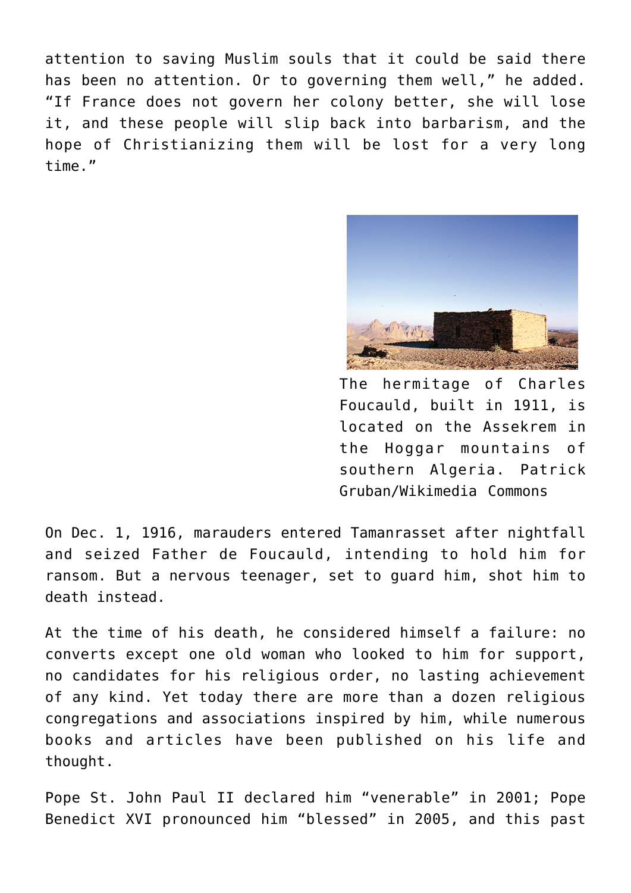attention to saving Muslim souls that it could be said there has been no attention. Or to governing them well," he added. "If France does not govern her colony better, she will lose it, and these people will slip back into barbarism, and the hope of Christianizing them will be lost for a very long time."

The hermitage of Charles Foucauld, built in 1911, is located on the Assekrem in the Hoggar mountains of southern Algeria. Patrick Gruban/Wikimedia Commons

On Dec. 1, 1916, marauders entered Tamanrasset after nightfall and seized Father de Foucauld, intending to hold him for ransom. But a nervous teenager, set to guard him, shot him to death instead.

At the time of his death, he considered himself a failure: no converts except one old woman who looked to him for support, no candidates for his religious order, no lasting achievement of any kind. Yet today there are more than a dozen religious congregations and associations inspired by him, while numerous books and articles have been published on his life and thought.

Pope St. John Paul II declared him "venerable" in 2001; Pope Benedict XVI pronounced him "blessed" in 2005, and this past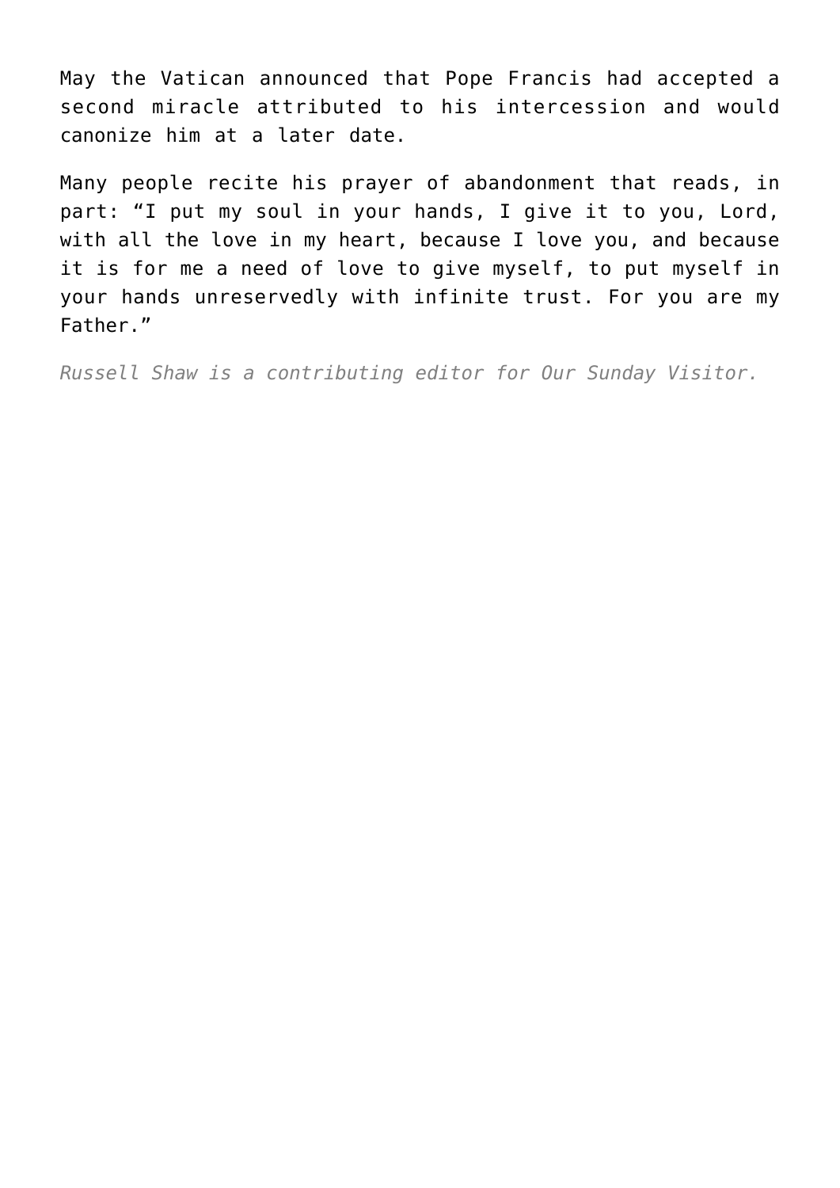May the Vatican announced that Pope Francis had accepted a second miracle attributed to his intercession and would canonize him at a later date.

Many people recite his prayer of abandonment that reads, in part: “I put my soul in your hands, I give it to you, Lord, with all the love in my heart, because I love you, and because it is for me a need of love to give myself, to put myself in your hands unreservedly with infinite trust. For you are my Father.”

*Russell Shaw is a contributing editor for Our Sunday Visitor.*